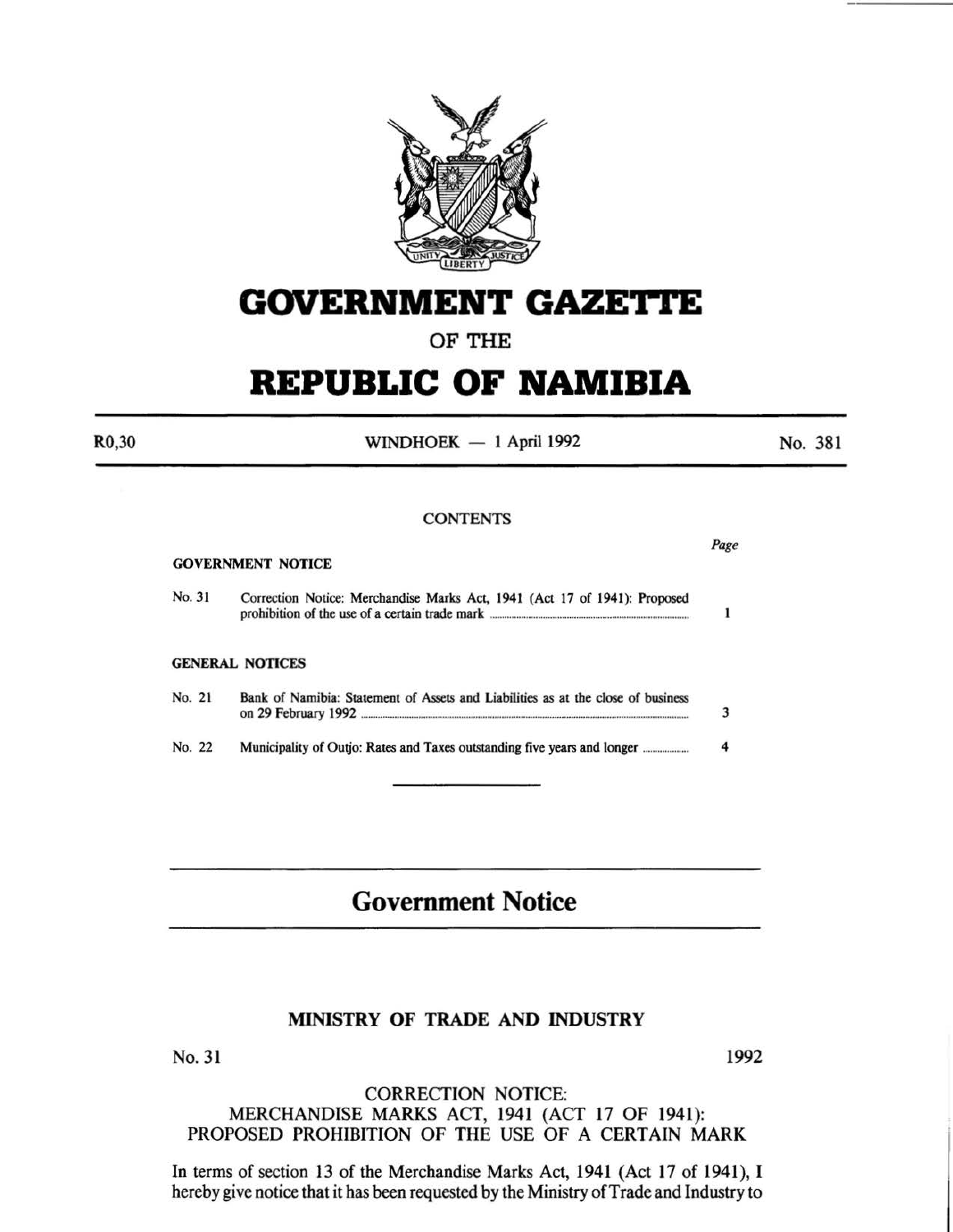# GOVERNMENT GAZETTE

OF THE

# REPUBLIC OF NAMIBIA

R0,30 — WINDHOEK — 1 April 1992 — No. 381

CONTENTS

| | | Page |
|---|---|---|
| **GOVERNMENT NOTICE** | | |
| No. 31 | Correction Notice: Merchandise Marks Act, 1941 (Act 17 of 1941): Proposed prohibition of the use of a certain trade mark | 1 |
| **GENERAL NOTICES** | | |
| No. 21 | Bank of Namibia: Statement of Assets and Liabilities as at the close of business on 29 February 1992 | 3 |
| No. 22 | Municipality of Outjo: Rates and Taxes outstanding five years and longer | 4 |

## Government Notice

### MINISTRY OF TRADE AND INDUSTRY

No. 31 — 1992

CORRECTION NOTICE:
MERCHANDISE MARKS ACT, 1941 (ACT 17 OF 1941):
PROPOSED PROHIBITION OF THE USE OF A CERTAIN MARK

In terms of section 13 of the Merchandise Marks Act, 1941 (Act 17 of 1941), I hereby give notice that it has been requested by the Ministry of Trade and Industry to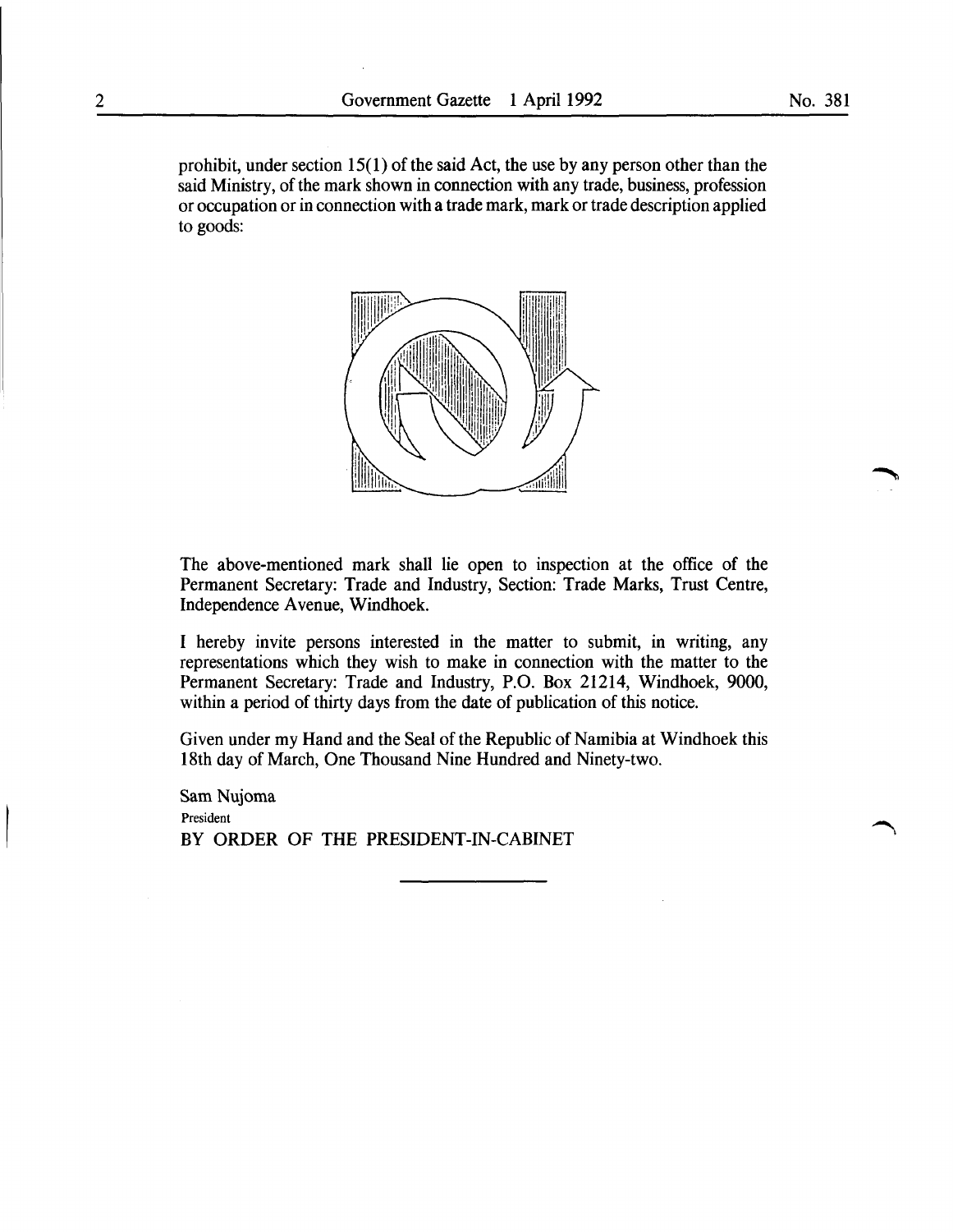prohibit, under section 15(1) of the said Act, the use by any person other than the said Ministry, of the mark shown in connection with any trade, business, profession or occupation or in connection with a trade mark, mark or trade description applied to goods:

The above-mentioned mark shall lie open to inspection at the office of the Permanent Secretary: Trade and Industry, Section: Trade Marks, Trust Centre, Independence Avenue, Windhoek.

I hereby invite persons interested in the matter to submit, in writing, any representations which they wish to make in connection with the matter to the Permanent Secretary: Trade and Industry, P.O. Box 21214, Windhoek, 9000, within a period of thirty days from the date of publication of this notice.

Given under my Hand and the Seal of the Republic of Namibia at Windhoek this 18th day of March, One Thousand Nine Hundred and Ninety-two.

Sam Nujoma
President
BY ORDER OF THE PRESIDENT-IN-CABINET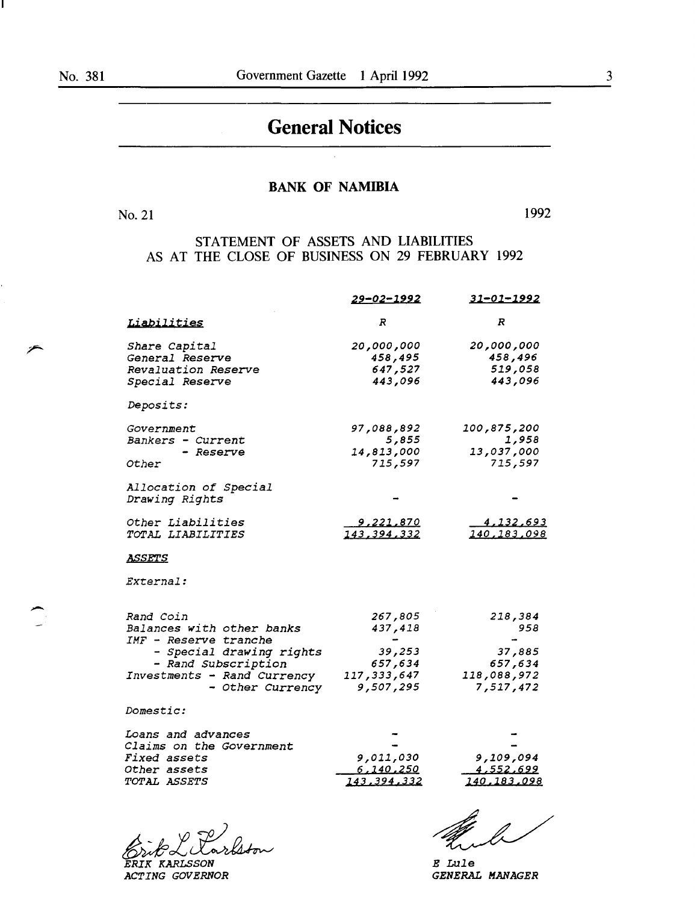# General Notices

## BANK OF NAMIBIA

No. 21 1992

### STATEMENT OF ASSETS AND LIABILITIES AS AT THE CLOSE OF BUSINESS ON 29 FEBRUARY 1992

| | 29-02-1992 | 31-01-1992 |
|---|---|---|
| *Liabilities* | R | R |
| Share Capital | 20,000,000 | 20,000,000 |
| General Reserve | 458,495 | 458,496 |
| Revaluation Reserve | 647,527 | 519,058 |
| Special Reserve | 443,096 | 443,096 |
| Deposits: | | |
| Government | 97,088,892 | 100,875,200 |
| Bankers - Current | 5,855 | 1,958 |
| - Reserve | 14,813,000 | 13,037,000 |
| Other | 715,597 | 715,597 |
| Allocation of Special Drawing Rights | - | - |
| Other Liabilities | 9,221,870 | 4,132,693 |
| TOTAL LIABILITIES | 143,394,332 | 140,183,098 |
| *ASSETS* | | |
| External: | | |
| Rand Coin | 267,805 | 218,384 |
| Balances with other banks | 437,418 | 958 |
| IMF - Reserve tranche | - | - |
| - Special drawing rights | 39,253 | 37,885 |
| - Rand Subscription | 657,634 | 657,634 |
| Investments - Rand Currency | 117,333,647 | 118,088,972 |
| - Other Currency | 9,507,295 | 7,517,472 |
| Domestic: | | |
| Loans and advances | - | - |
| Claims on the Government | - | - |
| Fixed assets | 9,011,030 | 9,109,094 |
| Other assets | 6,140,250 | 4,552,699 |
| TOTAL ASSETS | 143,394,332 | 140,183,098 |

ERIK KARLSSON
ACTING GOVERNOR

E Lule
GENERAL MANAGER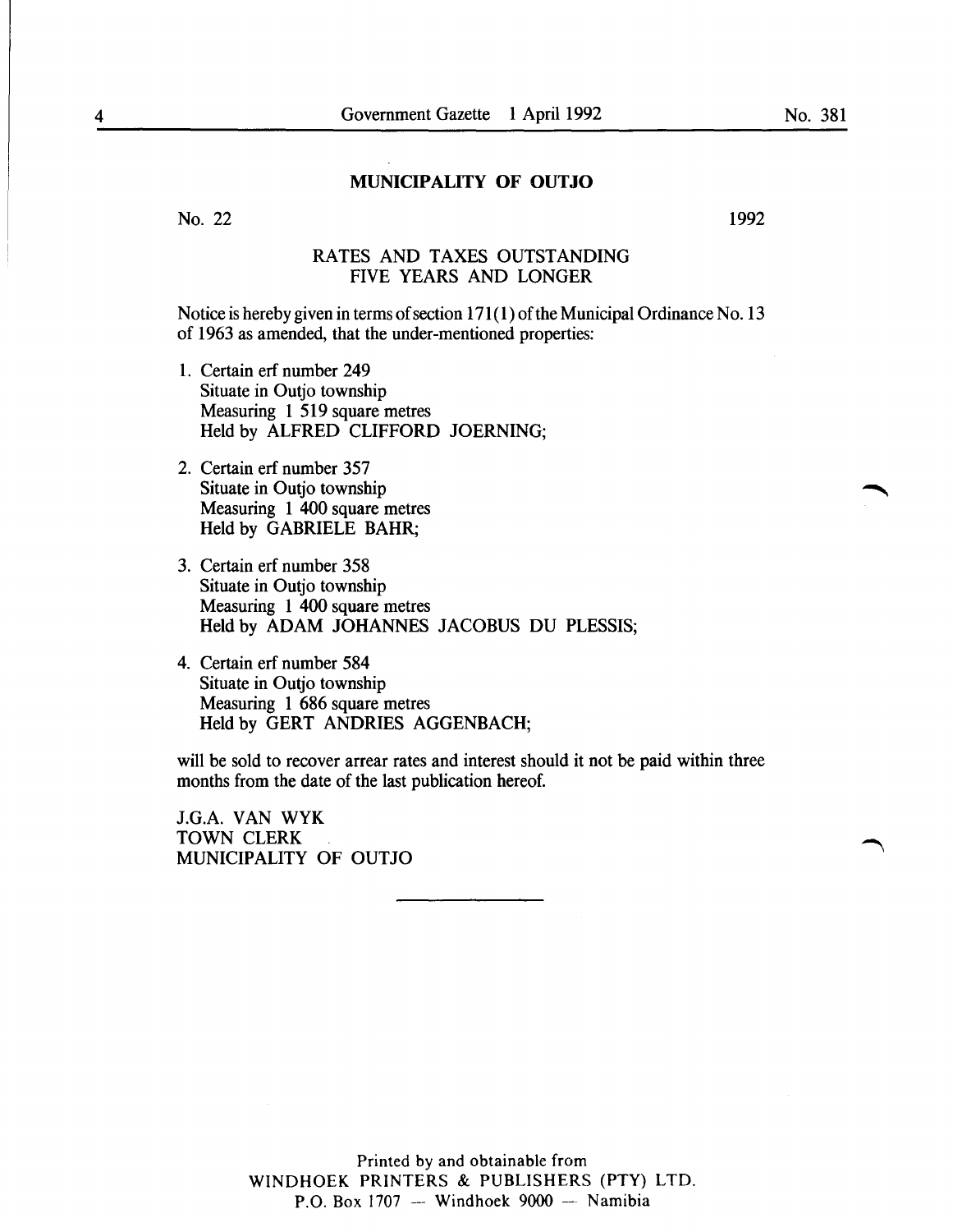## MUNICIPALITY OF OUTJO

No. 22 1992

### RATES AND TAXES OUTSTANDING FIVE YEARS AND LONGER

Notice is hereby given in terms of section 171(1) of the Municipal Ordinance No. 13 of 1963 as amended, that the under-mentioned properties:

1. Certain erf number 249
   Situate in Outjo township
   Measuring 1 519 square metres
   Held by ALFRED CLIFFORD JOERNING;

2. Certain erf number 357
   Situate in Outjo township
   Measuring 1 400 square metres
   Held by GABRIELE BAHR;

3. Certain erf number 358
   Situate in Outjo township
   Measuring 1 400 square metres
   Held by ADAM JOHANNES JACOBUS DU PLESSIS;

4. Certain erf number 584
   Situate in Outjo township
   Measuring 1 686 square metres
   Held by GERT ANDRIES AGGENBACH;

will be sold to recover arrear rates and interest should it not be paid within three months from the date of the last publication hereof.

J.G.A. VAN WYK
TOWN CLERK
MUNICIPALITY OF OUTJO

---

Printed by and obtainable from
WINDHOEK PRINTERS & PUBLISHERS (PTY) LTD.
P.O. Box 1707 — Windhoek 9000 — Namibia